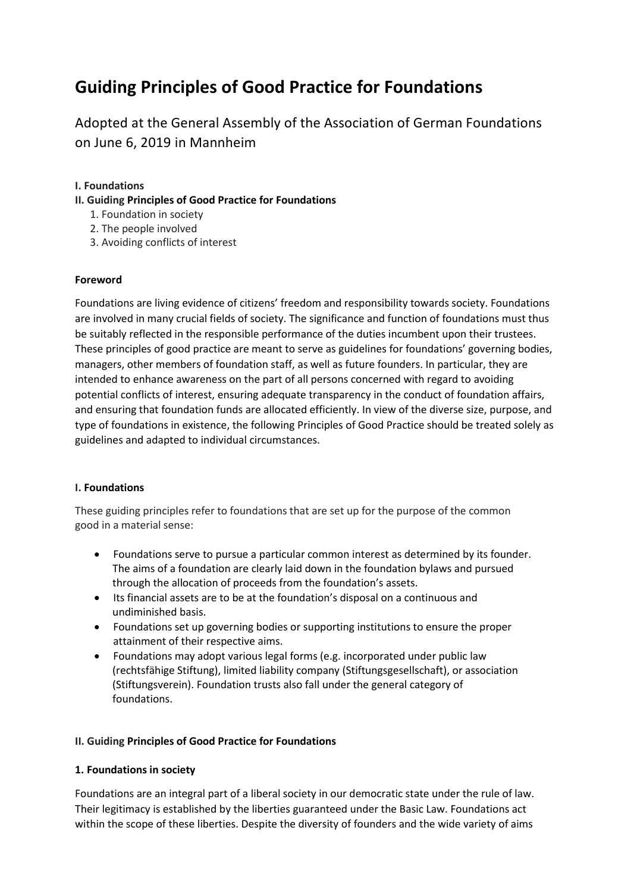# Guiding Principles of Good Practice for Foundations

Adopted at the General Assembly of the Association of German Foundations on June 6, 2019 in Mannheim

**I. Foundations**

**II. Guiding Principles of Good Practice for Foundations**

1. Foundation in society
2. The people involved
3. Avoiding conflicts of interest

**Foreword**

Foundations are living evidence of citizens' freedom and responsibility towards society. Foundations are involved in many crucial fields of society. The significance and function of foundations must thus be suitably reflected in the responsible performance of the duties incumbent upon their trustees. These principles of good practice are meant to serve as guidelines for foundations' governing bodies, managers, other members of foundation staff, as well as future founders. In particular, they are intended to enhance awareness on the part of all persons concerned with regard to avoiding potential conflicts of interest, ensuring adequate transparency in the conduct of foundation affairs, and ensuring that foundation funds are allocated efficiently. In view of the diverse size, purpose, and type of foundations in existence, the following Principles of Good Practice should be treated solely as guidelines and adapted to individual circumstances.

**I. Foundations**

These guiding principles refer to foundations that are set up for the purpose of the common good in a material sense:

- Foundations serve to pursue a particular common interest as determined by its founder. The aims of a foundation are clearly laid down in the foundation bylaws and pursued through the allocation of proceeds from the foundation's assets.
- Its financial assets are to be at the foundation's disposal on a continuous and undiminished basis.
- Foundations set up governing bodies or supporting institutions to ensure the proper attainment of their respective aims.
- Foundations may adopt various legal forms (e.g. incorporated under public law (rechtsfähige Stiftung), limited liability company (Stiftungsgesellschaft), or association (Stiftungsverein). Foundation trusts also fall under the general category of foundations.

**II. Guiding Principles of Good Practice for Foundations**

**1. Foundations in society**

Foundations are an integral part of a liberal society in our democratic state under the rule of law. Their legitimacy is established by the liberties guaranteed under the Basic Law. Foundations act within the scope of these liberties. Despite the diversity of founders and the wide variety of aims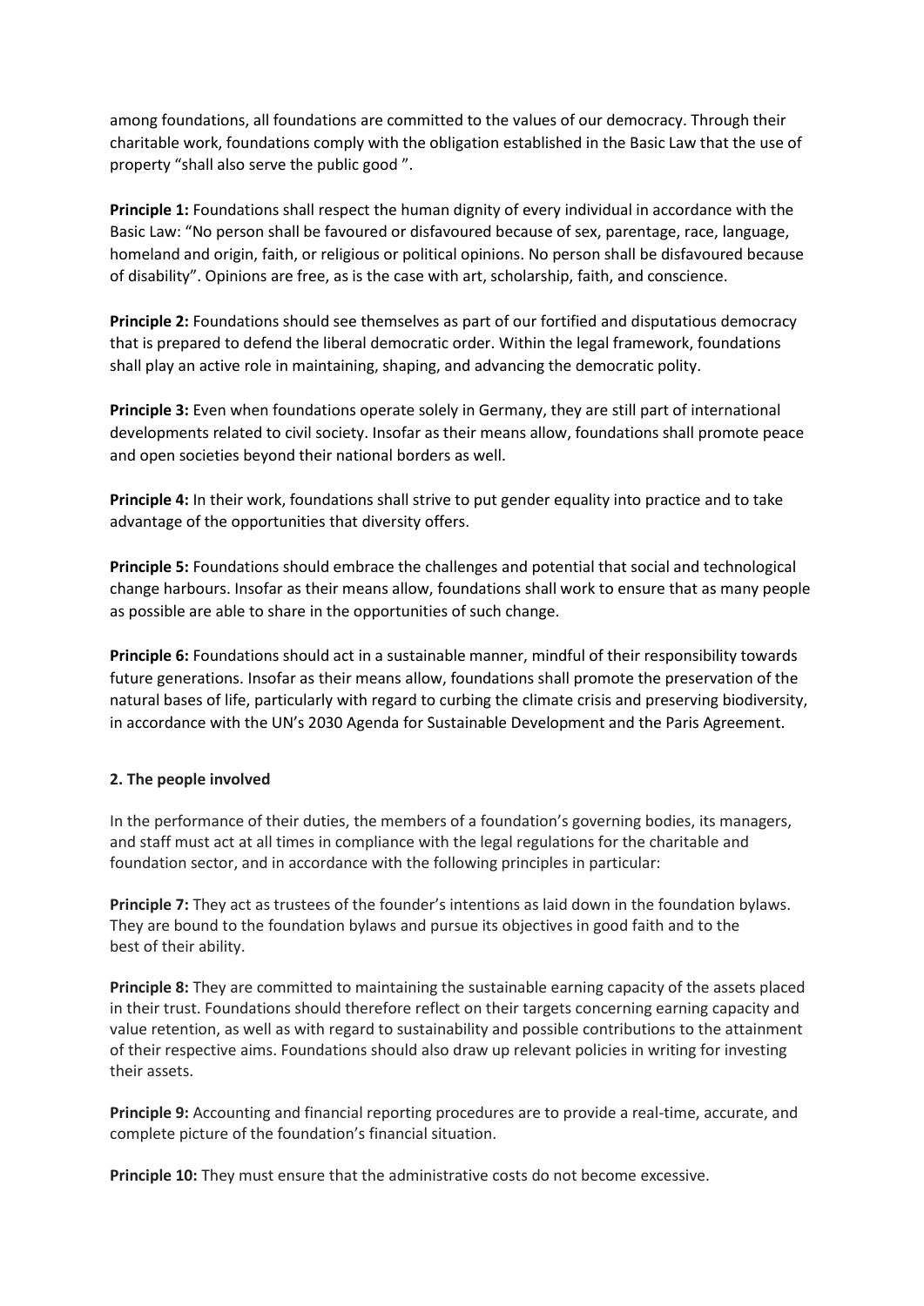among foundations, all foundations are committed to the values of our democracy. Through their charitable work, foundations comply with the obligation established in the Basic Law that the use of property "shall also serve the public good ".

**Principle 1:** Foundations shall respect the human dignity of every individual in accordance with the Basic Law: "No person shall be favoured or disfavoured because of sex, parentage, race, language, homeland and origin, faith, or religious or political opinions. No person shall be disfavoured because of disability". Opinions are free, as is the case with art, scholarship, faith, and conscience.

**Principle 2:** Foundations should see themselves as part of our fortified and disputatious democracy that is prepared to defend the liberal democratic order. Within the legal framework, foundations shall play an active role in maintaining, shaping, and advancing the democratic polity.

**Principle 3:** Even when foundations operate solely in Germany, they are still part of international developments related to civil society. Insofar as their means allow, foundations shall promote peace and open societies beyond their national borders as well.

**Principle 4:** In their work, foundations shall strive to put gender equality into practice and to take advantage of the opportunities that diversity offers.

**Principle 5:** Foundations should embrace the challenges and potential that social and technological change harbours. Insofar as their means allow, foundations shall work to ensure that as many people as possible are able to share in the opportunities of such change.

**Principle 6:** Foundations should act in a sustainable manner, mindful of their responsibility towards future generations. Insofar as their means allow, foundations shall promote the preservation of the natural bases of life, particularly with regard to curbing the climate crisis and preserving biodiversity, in accordance with the UN's 2030 Agenda for Sustainable Development and the Paris Agreement.

## 2. The people involved

In the performance of their duties, the members of a foundation's governing bodies, its managers, and staff must act at all times in compliance with the legal regulations for the charitable and foundation sector, and in accordance with the following principles in particular:

**Principle 7:** They act as trustees of the founder's intentions as laid down in the foundation bylaws. They are bound to the foundation bylaws and pursue its objectives in good faith and to the best of their ability.

**Principle 8:** They are committed to maintaining the sustainable earning capacity of the assets placed in their trust. Foundations should therefore reflect on their targets concerning earning capacity and value retention, as well as with regard to sustainability and possible contributions to the attainment of their respective aims. Foundations should also draw up relevant policies in writing for investing their assets.

**Principle 9:** Accounting and financial reporting procedures are to provide a real-time, accurate, and complete picture of the foundation's financial situation.

**Principle 10:** They must ensure that the administrative costs do not become excessive.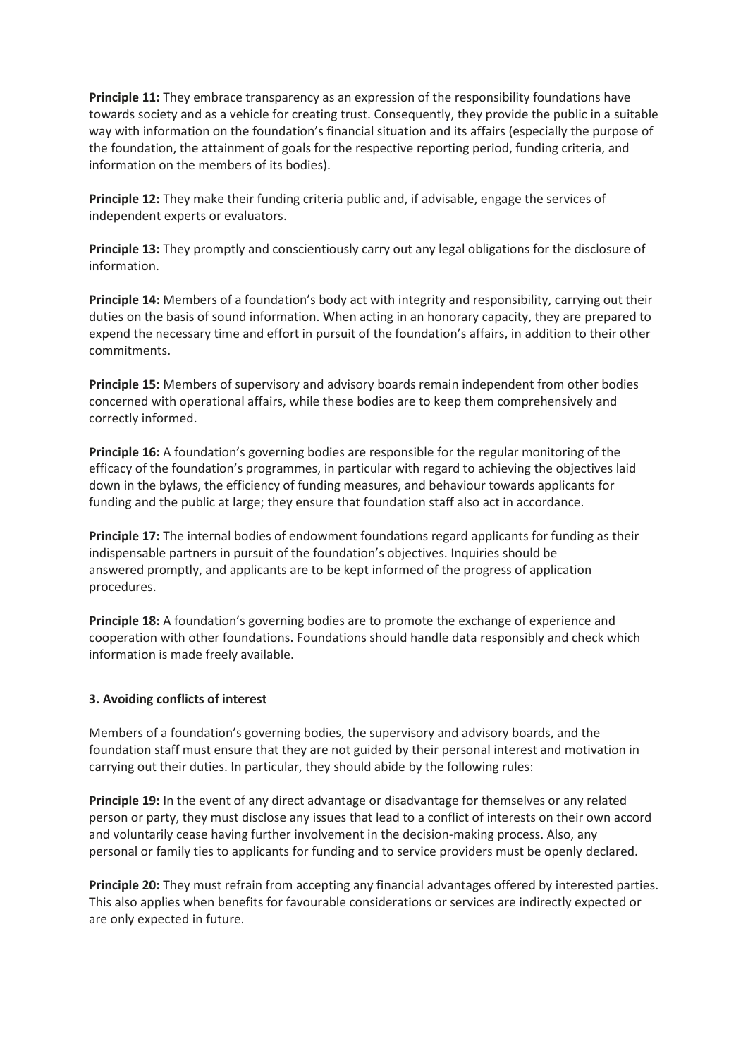**Principle 11:** They embrace transparency as an expression of the responsibility foundations have towards society and as a vehicle for creating trust. Consequently, they provide the public in a suitable way with information on the foundation's financial situation and its affairs (especially the purpose of the foundation, the attainment of goals for the respective reporting period, funding criteria, and information on the members of its bodies).

**Principle 12:** They make their funding criteria public and, if advisable, engage the services of independent experts or evaluators.

**Principle 13:** They promptly and conscientiously carry out any legal obligations for the disclosure of information.

**Principle 14:** Members of a foundation's body act with integrity and responsibility, carrying out their duties on the basis of sound information. When acting in an honorary capacity, they are prepared to expend the necessary time and effort in pursuit of the foundation's affairs, in addition to their other commitments.

**Principle 15:** Members of supervisory and advisory boards remain independent from other bodies concerned with operational affairs, while these bodies are to keep them comprehensively and correctly informed.

**Principle 16:** A foundation's governing bodies are responsible for the regular monitoring of the efficacy of the foundation's programmes, in particular with regard to achieving the objectives laid down in the bylaws, the efficiency of funding measures, and behaviour towards applicants for funding and the public at large; they ensure that foundation staff also act in accordance.

**Principle 17:** The internal bodies of endowment foundations regard applicants for funding as their indispensable partners in pursuit of the foundation's objectives. Inquiries should be answered promptly, and applicants are to be kept informed of the progress of application procedures.

**Principle 18:** A foundation's governing bodies are to promote the exchange of experience and cooperation with other foundations. Foundations should handle data responsibly and check which information is made freely available.

### 3. Avoiding conflicts of interest

Members of a foundation's governing bodies, the supervisory and advisory boards, and the foundation staff must ensure that they are not guided by their personal interest and motivation in carrying out their duties. In particular, they should abide by the following rules:

**Principle 19:** In the event of any direct advantage or disadvantage for themselves or any related person or party, they must disclose any issues that lead to a conflict of interests on their own accord and voluntarily cease having further involvement in the decision-making process. Also, any personal or family ties to applicants for funding and to service providers must be openly declared.

**Principle 20:** They must refrain from accepting any financial advantages offered by interested parties. This also applies when benefits for favourable considerations or services are indirectly expected or are only expected in future.